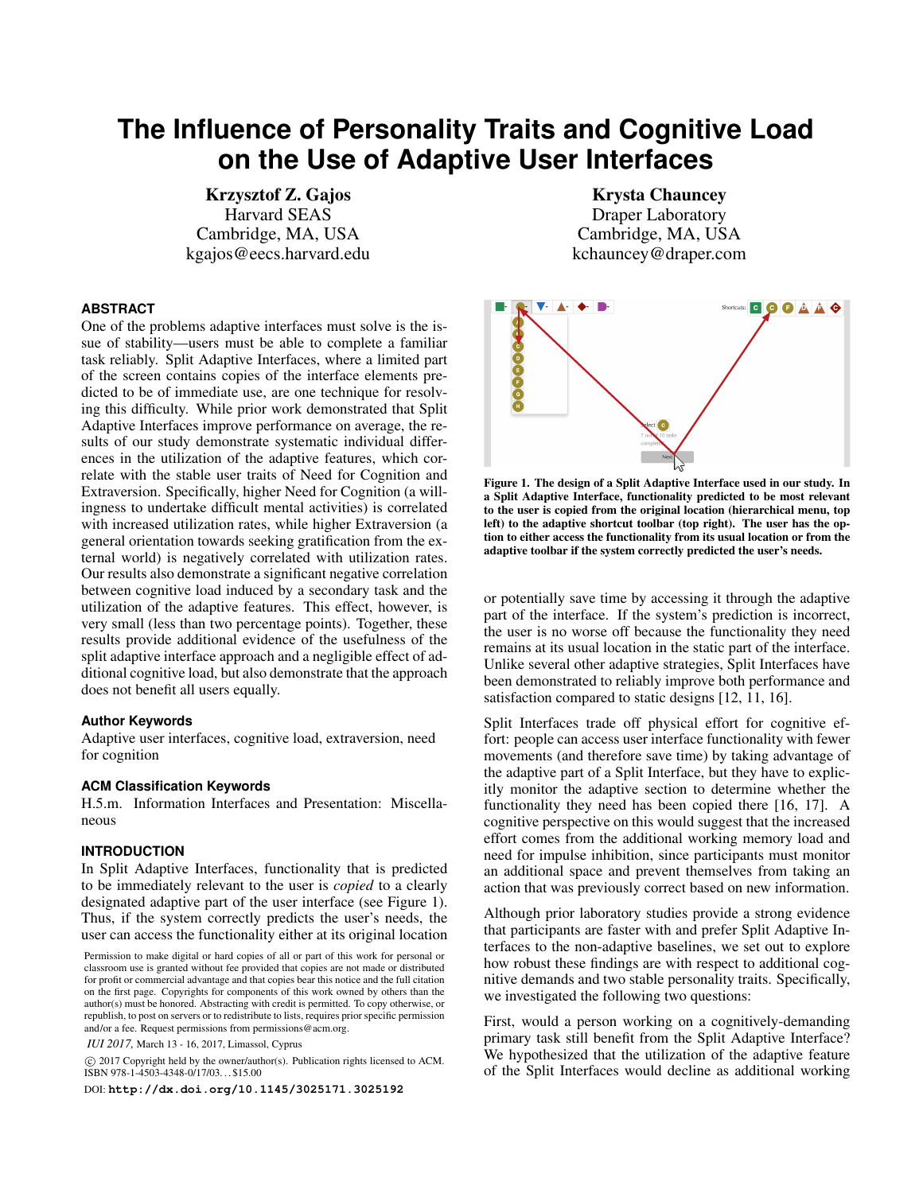# The Influence of Personality Traits and Cognitive Load on the Use of Adaptive User Interfaces

**Krzysztof Z. Gajos**
Harvard SEAS
Cambridge, MA, USA
kgajos@eecs.harvard.edu

**Krysta Chauncey**
Draper Laboratory
Cambridge, MA, USA
kchauncey@draper.com

## ABSTRACT

One of the problems adaptive interfaces must solve is the issue of stability—users must be able to complete a familiar task reliably. Split Adaptive Interfaces, where a limited part of the screen contains copies of the interface elements predicted to be of immediate use, are one technique for resolving this difficulty. While prior work demonstrated that Split Adaptive Interfaces improve performance on average, the results of our study demonstrate systematic individual differences in the utilization of the adaptive features, which correlate with the stable user traits of Need for Cognition and Extraversion. Specifically, higher Need for Cognition (a willingness to undertake difficult mental activities) is correlated with increased utilization rates, while higher Extraversion (a general orientation towards seeking gratification from the external world) is negatively correlated with utilization rates. Our results also demonstrate a significant negative correlation between cognitive load induced by a secondary task and the utilization of the adaptive features. This effect, however, is very small (less than two percentage points). Together, these results provide additional evidence of the usefulness of the split adaptive interface approach and a negligible effect of additional cognitive load, but also demonstrate that the approach does not benefit all users equally.

### Author Keywords

Adaptive user interfaces, cognitive load, extraversion, need for cognition

### ACM Classification Keywords

H.5.m. Information Interfaces and Presentation: Miscellaneous

## INTRODUCTION

In Split Adaptive Interfaces, functionality that is predicted to be immediately relevant to the user is *copied* to a clearly designated adaptive part of the user interface (see Figure 1). Thus, if the system correctly predicts the user's needs, the user can access the functionality either at its original location or potentially save time by accessing it through the adaptive part of the interface. If the system's prediction is incorrect, the user is no worse off because the functionality they need remains at its usual location in the static part of the interface. Unlike several other adaptive strategies, Split Interfaces have been demonstrated to reliably improve both performance and satisfaction compared to static designs [12, 11, 16].

Permission to make digital or hard copies of all or part of this work for personal or classroom use is granted without fee provided that copies are not made or distributed for profit or commercial advantage and that copies bear this notice and the full citation on the first page. Copyrights for components of this work owned by others than the author(s) must be honored. Abstracting with credit is permitted. To copy otherwise, or republish, to post on servers or to redistribute to lists, requires prior specific permission and/or a fee. Request permissions from permissions@acm.org.

*IUI 2017*, March 13 - 16, 2017, Limassol, Cyprus

© 2017 Copyright held by the owner/author(s). Publication rights licensed to ACM. ISBN 978-1-4503-4348-0/17/03…$15.00

DOI: **http://dx.doi.org/10.1145/3025171.3025192**

**Figure 1. The design of a Split Adaptive Interface used in our study. In a Split Adaptive Interface, functionality predicted to be most relevant to the user is copied from the original location (hierarchical menu, top left) to the adaptive shortcut toolbar (top right). The user has the option to either access the functionality from its usual location or from the adaptive toolbar if the system correctly predicted the user's needs.**

Split Interfaces trade off physical effort for cognitive effort: people can access user interface functionality with fewer movements (and therefore save time) by taking advantage of the adaptive part of a Split Interface, but they have to explicitly monitor the adaptive section to determine whether the functionality they need has been copied there [16, 17]. A cognitive perspective on this would suggest that the increased effort comes from the additional working memory load and need for impulse inhibition, since participants must monitor an additional space and prevent themselves from taking an action that was previously correct based on new information.

Although prior laboratory studies provide a strong evidence that participants are faster with and prefer Split Adaptive Interfaces to the non-adaptive baselines, we set out to explore how robust these findings are with respect to additional cognitive demands and two stable personality traits. Specifically, we investigated the following two questions:

First, would a person working on a cognitively-demanding primary task still benefit from the Split Adaptive Interface? We hypothesized that the utilization of the adaptive feature of the Split Interfaces would decline as additional working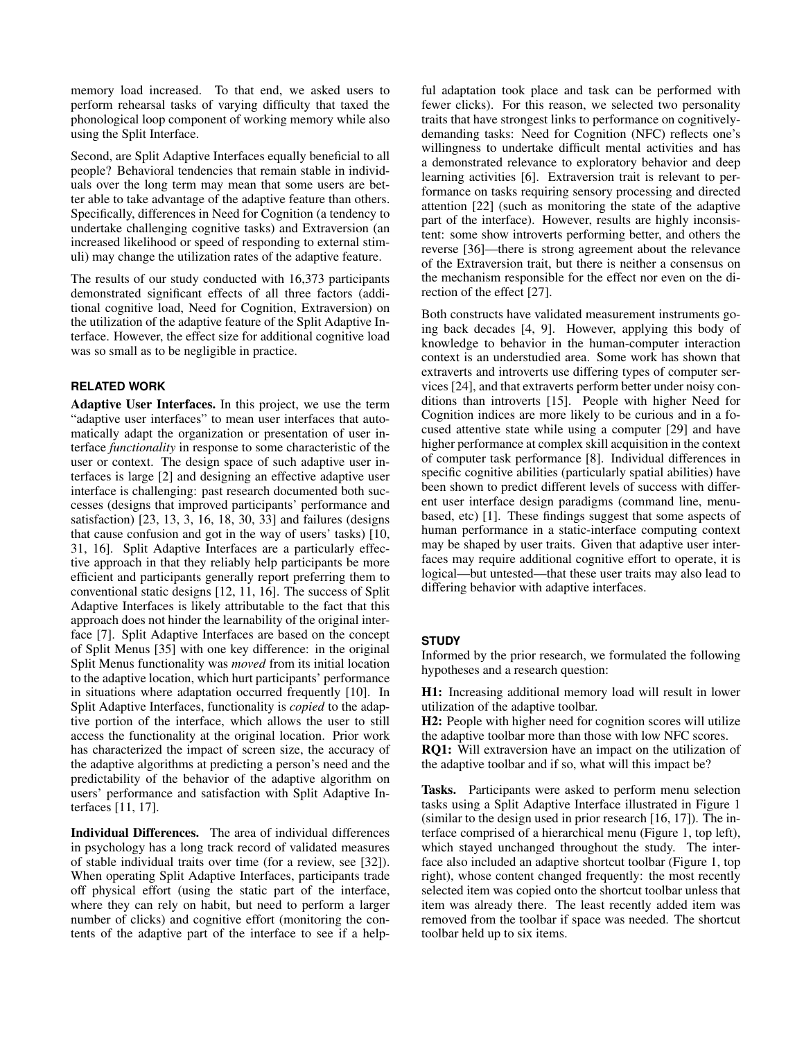memory load increased. To that end, we asked users to perform rehearsal tasks of varying difficulty that taxed the phonological loop component of working memory while also using the Split Interface.

Second, are Split Adaptive Interfaces equally beneficial to all people? Behavioral tendencies that remain stable in individuals over the long term may mean that some users are better able to take advantage of the adaptive feature than others. Specifically, differences in Need for Cognition (a tendency to undertake challenging cognitive tasks) and Extraversion (an increased likelihood or speed of responding to external stimuli) may change the utilization rates of the adaptive feature.

The results of our study conducted with 16,373 participants demonstrated significant effects of all three factors (additional cognitive load, Need for Cognition, Extraversion) on the utilization of the adaptive feature of the Split Adaptive Interface. However, the effect size for additional cognitive load was so small as to be negligible in practice.

## RELATED WORK

**Adaptive User Interfaces.** In this project, we use the term "adaptive user interfaces" to mean user interfaces that automatically adapt the organization or presentation of user interface *functionality* in response to some characteristic of the user or context. The design space of such adaptive user interfaces is large [2] and designing an effective adaptive user interface is challenging: past research documented both successes (designs that improved participants' performance and satisfaction) [23, 13, 3, 16, 18, 30, 33] and failures (designs that cause confusion and got in the way of users' tasks) [10, 31, 16]. Split Adaptive Interfaces are a particularly effective approach in that they reliably help participants be more efficient and participants generally report preferring them to conventional static designs [12, 11, 16]. The success of Split Adaptive Interfaces is likely attributable to the fact that this approach does not hinder the learnability of the original interface [7]. Split Adaptive Interfaces are based on the concept of Split Menus [35] with one key difference: in the original Split Menus functionality was *moved* from its initial location to the adaptive location, which hurt participants' performance in situations where adaptation occurred frequently [10]. In Split Adaptive Interfaces, functionality is *copied* to the adaptive portion of the interface, which allows the user to still access the functionality at the original location. Prior work has characterized the impact of screen size, the accuracy of the adaptive algorithms at predicting a person's need and the predictability of the behavior of the adaptive algorithm on users' performance and satisfaction with Split Adaptive Interfaces [11, 17].

**Individual Differences.** The area of individual differences in psychology has a long track record of validated measures of stable individual traits over time (for a review, see [32]). When operating Split Adaptive Interfaces, participants trade off physical effort (using the static part of the interface, where they can rely on habit, but need to perform a larger number of clicks) and cognitive effort (monitoring the contents of the adaptive part of the interface to see if a helpful adaptation took place and task can be performed with fewer clicks). For this reason, we selected two personality traits that have strongest links to performance on cognitively-demanding tasks: Need for Cognition (NFC) reflects one's willingness to undertake difficult mental activities and has a demonstrated relevance to exploratory behavior and deep learning activities [6]. Extraversion trait is relevant to performance on tasks requiring sensory processing and directed attention [22] (such as monitoring the state of the adaptive part of the interface). However, results are highly inconsistent: some show introverts performing better, and others the reverse [36]—there is strong agreement about the relevance of the Extraversion trait, but there is neither a consensus on the mechanism responsible for the effect nor even on the direction of the effect [27].

Both constructs have validated measurement instruments going back decades [4, 9]. However, applying this body of knowledge to behavior in the human-computer interaction context is an understudied area. Some work has shown that extraverts and introverts use differing types of computer services [24], and that extraverts perform better under noisy conditions than introverts [15]. People with higher Need for Cognition indices are more likely to be curious and in a focused attentive state while using a computer [29] and have higher performance at complex skill acquisition in the context of computer task performance [8]. Individual differences in specific cognitive abilities (particularly spatial abilities) have been shown to predict different levels of success with different user interface design paradigms (command line, menu-based, etc) [1]. These findings suggest that some aspects of human performance in a static-interface computing context may be shaped by user traits. Given that adaptive user interfaces may require additional cognitive effort to operate, it is logical—but untested—that these user traits may also lead to differing behavior with adaptive interfaces.

## STUDY

Informed by the prior research, we formulated the following hypotheses and a research question:

**H1:** Increasing additional memory load will result in lower utilization of the adaptive toolbar.

**H2:** People with higher need for cognition scores will utilize the adaptive toolbar more than those with low NFC scores.

**RQ1:** Will extraversion have an impact on the utilization of the adaptive toolbar and if so, what will this impact be?

**Tasks.** Participants were asked to perform menu selection tasks using a Split Adaptive Interface illustrated in Figure 1 (similar to the design used in prior research [16, 17]). The interface comprised of a hierarchical menu (Figure 1, top left), which stayed unchanged throughout the study. The interface also included an adaptive shortcut toolbar (Figure 1, top right), whose content changed frequently: the most recently selected item was copied onto the shortcut toolbar unless that item was already there. The least recently added item was removed from the toolbar if space was needed. The shortcut toolbar held up to six items.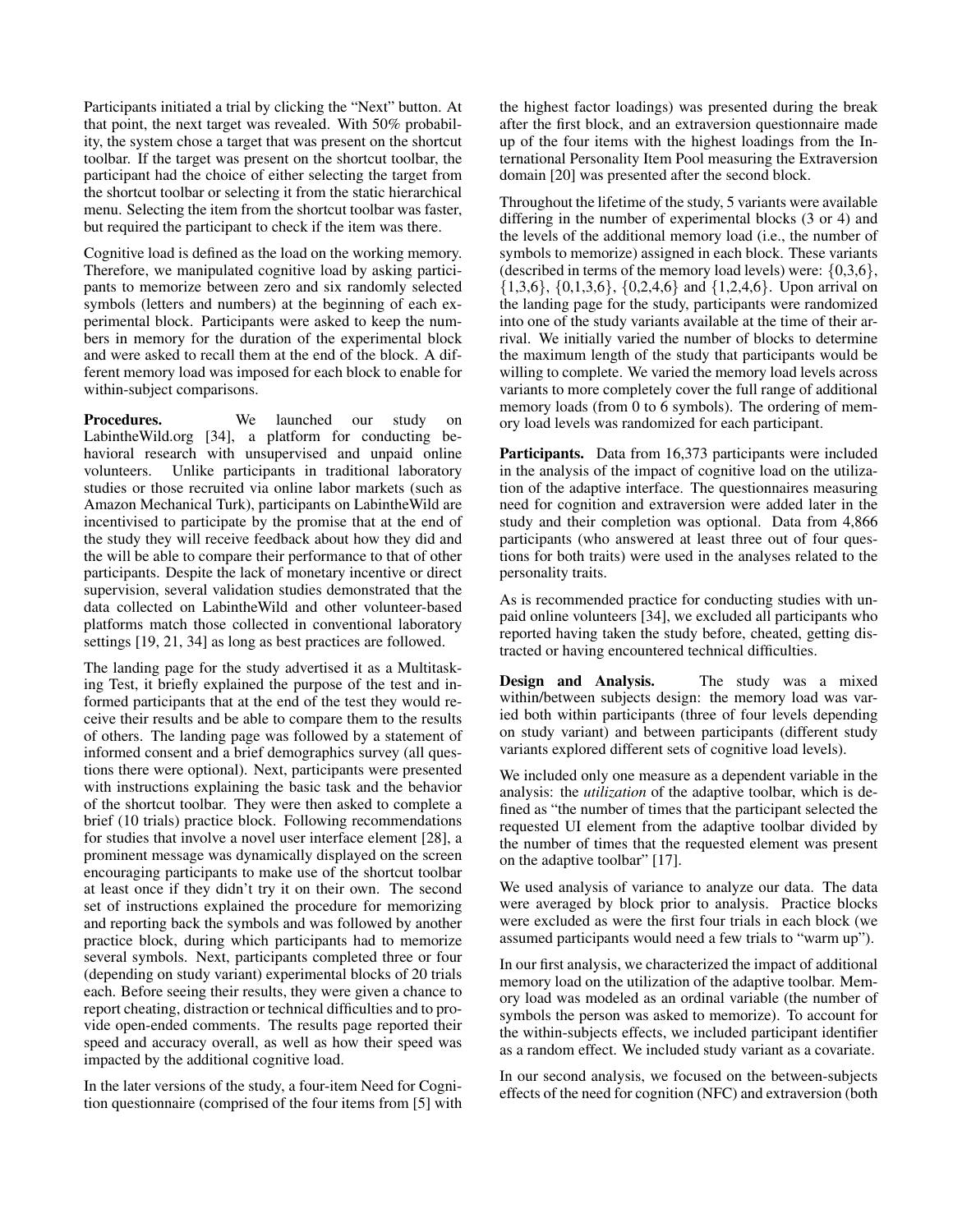Participants initiated a trial by clicking the "Next" button. At that point, the next target was revealed. With 50% probability, the system chose a target that was present on the shortcut toolbar. If the target was present on the shortcut toolbar, the participant had the choice of either selecting the target from the shortcut toolbar or selecting it from the static hierarchical menu. Selecting the item from the shortcut toolbar was faster, but required the participant to check if the item was there.

Cognitive load is defined as the load on the working memory. Therefore, we manipulated cognitive load by asking participants to memorize between zero and six randomly selected symbols (letters and numbers) at the beginning of each experimental block. Participants were asked to keep the numbers in memory for the duration of the experimental block and were asked to recall them at the end of the block. A different memory load was imposed for each block to enable for within-subject comparisons.

**Procedures.** We launched our study on LabintheWild.org [34], a platform for conducting behavioral research with unsupervised and unpaid online volunteers. Unlike participants in traditional laboratory studies or those recruited via online labor markets (such as Amazon Mechanical Turk), participants on LabintheWild are incentivised to participate by the promise that at the end of the study they will receive feedback about how they did and the will be able to compare their performance to that of other participants. Despite the lack of monetary incentive or direct supervision, several validation studies demonstrated that the data collected on LabintheWild and other volunteer-based platforms match those collected in conventional laboratory settings [19, 21, 34] as long as best practices are followed.

The landing page for the study advertised it as a Multitasking Test, it briefly explained the purpose of the test and informed participants that at the end of the test they would receive their results and be able to compare them to the results of others. The landing page was followed by a statement of informed consent and a brief demographics survey (all questions there were optional). Next, participants were presented with instructions explaining the basic task and the behavior of the shortcut toolbar. They were then asked to complete a brief (10 trials) practice block. Following recommendations for studies that involve a novel user interface element [28], a prominent message was dynamically displayed on the screen encouraging participants to make use of the shortcut toolbar at least once if they didn't try it on their own. The second set of instructions explained the procedure for memorizing and reporting back the symbols and was followed by another practice block, during which participants had to memorize several symbols. Next, participants completed three or four (depending on study variant) experimental blocks of 20 trials each. Before seeing their results, they were given a chance to report cheating, distraction or technical difficulties and to provide open-ended comments. The results page reported their speed and accuracy overall, as well as how their speed was impacted by the additional cognitive load.

In the later versions of the study, a four-item Need for Cognition questionnaire (comprised of the four items from [5] with the highest factor loadings) was presented during the break after the first block, and an extraversion questionnaire made up of the four items with the highest loadings from the International Personality Item Pool measuring the Extraversion domain [20] was presented after the second block.

Throughout the lifetime of the study, 5 variants were available differing in the number of experimental blocks (3 or 4) and the levels of the additional memory load (i.e., the number of symbols to memorize) assigned in each block. These variants (described in terms of the memory load levels) were: $\{0,3,6\}$, $\{1,3,6\}$, $\{0,1,3,6\}$, $\{0,2,4,6\}$ and $\{1,2,4,6\}$. Upon arrival on the landing page for the study, participants were randomized into one of the study variants available at the time of their arrival. We initially varied the number of blocks to determine the maximum length of the study that participants would be willing to complete. We varied the memory load levels across variants to more completely cover the full range of additional memory loads (from 0 to 6 symbols). The ordering of memory load levels was randomized for each participant.

**Participants.** Data from 16,373 participants were included in the analysis of the impact of cognitive load on the utilization of the adaptive interface. The questionnaires measuring need for cognition and extraversion were added later in the study and their completion was optional. Data from 4,866 participants (who answered at least three out of four questions for both traits) were used in the analyses related to the personality traits.

As is recommended practice for conducting studies with unpaid online volunteers [34], we excluded all participants who reported having taken the study before, cheated, getting distracted or having encountered technical difficulties.

**Design and Analysis.** The study was a mixed within/between subjects design: the memory load was varied both within participants (three of four levels depending on study variant) and between participants (different study variants explored different sets of cognitive load levels).

We included only one measure as a dependent variable in the analysis: the *utilization* of the adaptive toolbar, which is defined as "the number of times that the participant selected the requested UI element from the adaptive toolbar divided by the number of times that the requested element was present on the adaptive toolbar" [17].

We used analysis of variance to analyze our data. The data were averaged by block prior to analysis. Practice blocks were excluded as were the first four trials in each block (we assumed participants would need a few trials to "warm up").

In our first analysis, we characterized the impact of additional memory load on the utilization of the adaptive toolbar. Memory load was modeled as an ordinal variable (the number of symbols the person was asked to memorize). To account for the within-subjects effects, we included participant identifier as a random effect. We included study variant as a covariate.

In our second analysis, we focused on the between-subjects effects of the need for cognition (NFC) and extraversion (both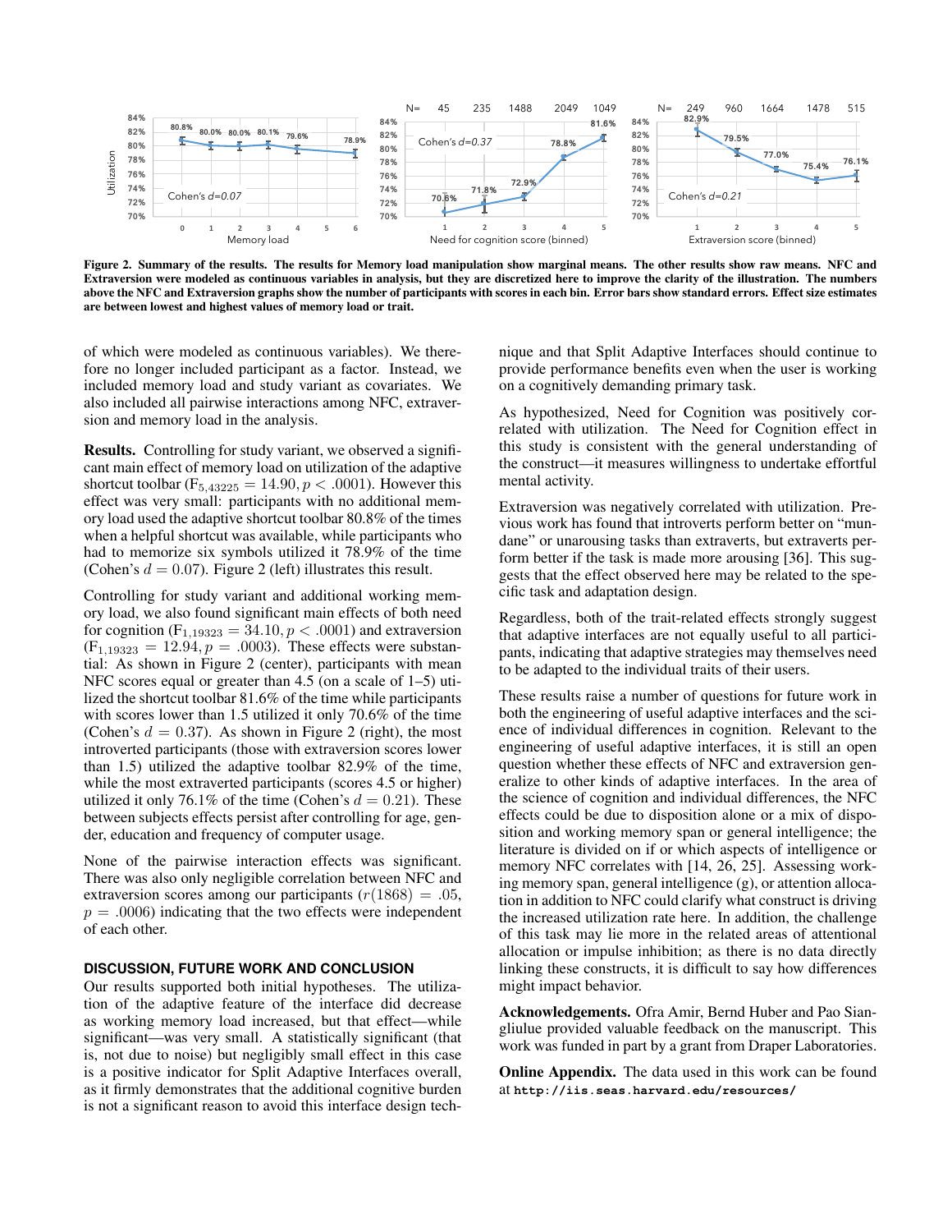Figure 2. Summary of the results. The results for Memory load manipulation show marginal means. The other results show raw means. NFC and Extraversion were modeled as continuous variables in analysis, but they are discretized here to improve the clarity of the illustration. The numbers above the NFC and Extraversion graphs show the number of participants with scores in each bin. Error bars show standard errors. Effect size estimates are between lowest and highest values of memory load or trait.

of which were modeled as continuous variables). We therefore no longer included participant as a factor. Instead, we included memory load and study variant as covariates. We also included all pairwise interactions among NFC, extraversion and memory load in the analysis.

**Results.** Controlling for study variant, we observed a significant main effect of memory load on utilization of the adaptive shortcut toolbar ($F_{5,43225} = 14.90, p < .0001$). However this effect was very small: participants with no additional memory load used the adaptive shortcut toolbar 80.8% of the times when a helpful shortcut was available, while participants who had to memorize six symbols utilized it 78.9% of the time (Cohen's $d = 0.07$). Figure 2 (left) illustrates this result.

Controlling for study variant and additional working memory load, we also found significant main effects of both need for cognition ($F_{1,19323} = 34.10, p < .0001$) and extraversion ($F_{1,19323} = 12.94, p = .0003$). These effects were substantial: As shown in Figure 2 (center), participants with mean NFC scores equal or greater than 4.5 (on a scale of 1–5) utilized the shortcut toolbar 81.6% of the time while participants with scores lower than 1.5 utilized it only 70.6% of the time (Cohen's $d = 0.37$). As shown in Figure 2 (right), the most introverted participants (those with extraversion scores lower than 1.5) utilized the adaptive toolbar 82.9% of the time, while the most extraverted participants (scores 4.5 or higher) utilized it only 76.1% of the time (Cohen's $d = 0.21$). These between subjects effects persist after controlling for age, gender, education and frequency of computer usage.

None of the pairwise interaction effects was significant. There was also only negligible correlation between NFC and extraversion scores among our participants ($r(1868) = .05$, $p = .0006$) indicating that the two effects were independent of each other.

## DISCUSSION, FUTURE WORK AND CONCLUSION

Our results supported both initial hypotheses. The utilization of the adaptive feature of the interface did decrease as working memory load increased, but that effect—while significant—was very small. A statistically significant (that is, not due to noise) but negligibly small effect in this case is a positive indicator for Split Adaptive Interfaces overall, as it firmly demonstrates that the additional cognitive burden is not a significant reason to avoid this interface design technique and that Split Adaptive Interfaces should continue to provide performance benefits even when the user is working on a cognitively demanding primary task.

As hypothesized, Need for Cognition was positively correlated with utilization. The Need for Cognition effect in this study is consistent with the general understanding of the construct—it measures willingness to undertake effortful mental activity.

Extraversion was negatively correlated with utilization. Previous work has found that introverts perform better on "mundane" or unarousing tasks than extraverts, but extraverts perform better when the task is made more arousing [36]. This suggests that the effect observed here may be related to the specific task and adaptation design.

Regardless, both of the trait-related effects strongly suggest that adaptive interfaces are not equally useful to all participants, indicating that adaptive strategies may themselves need to be adapted to the individual traits of their users.

These results raise a number of questions for future work in both the engineering of useful adaptive interfaces and the science of individual differences in cognition. Relevant to the engineering of useful adaptive interfaces, it is still an open question whether these effects of NFC and extraversion generalize to other kinds of adaptive interfaces. In the area of the science of cognition and individual differences, the NFC effects could be due to disposition alone or a mix of disposition and working memory span or general intelligence; the literature is divided on if or which aspects of intelligence or memory NFC correlates with [14, 26, 25]. Assessing working memory span, general intelligence (g), or attention allocation in addition to NFC could clarify what construct is driving the increased utilization rate here. In addition, the challenge of this task may lie more in the related areas of attentional allocation or impulse inhibition; as there is no data directly linking these constructs, it is difficult to say how differences might impact behavior.

**Acknowledgements.** Ofra Amir, Bernd Huber and Pao Siangliulue provided valuable feedback on the manuscript. This work was funded in part by a grant from Draper Laboratories.

**Online Appendix.** The data used in this work can be found at `http://iis.seas.harvard.edu/resources/`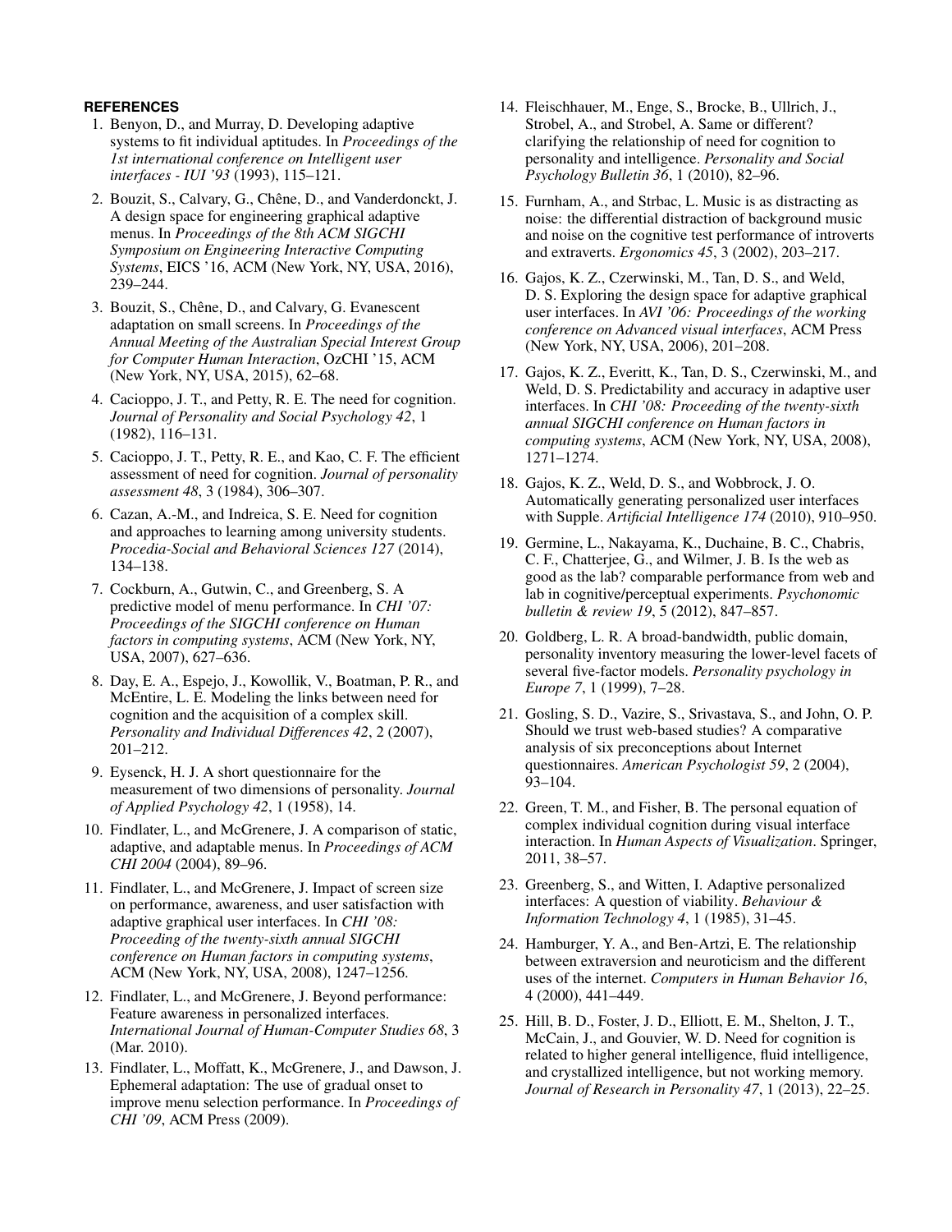## REFERENCES

1. Benyon, D., and Murray, D. Developing adaptive systems to fit individual aptitudes. In *Proceedings of the 1st international conference on Intelligent user interfaces - IUI '93* (1993), 115–121.
2. Bouzit, S., Calvary, G., Chêne, D., and Vanderdonckt, J. A design space for engineering graphical adaptive menus. In *Proceedings of the 8th ACM SIGCHI Symposium on Engineering Interactive Computing Systems*, EICS '16, ACM (New York, NY, USA, 2016), 239–244.
3. Bouzit, S., Chêne, D., and Calvary, G. Evanescent adaptation on small screens. In *Proceedings of the Annual Meeting of the Australian Special Interest Group for Computer Human Interaction*, OzCHI '15, ACM (New York, NY, USA, 2015), 62–68.
4. Cacioppo, J. T., and Petty, R. E. The need for cognition. *Journal of Personality and Social Psychology 42*, 1 (1982), 116–131.
5. Cacioppo, J. T., Petty, R. E., and Kao, C. F. The efficient assessment of need for cognition. *Journal of personality assessment 48*, 3 (1984), 306–307.
6. Cazan, A.-M., and Indreica, S. E. Need for cognition and approaches to learning among university students. *Procedia-Social and Behavioral Sciences 127* (2014), 134–138.
7. Cockburn, A., Gutwin, C., and Greenberg, S. A predictive model of menu performance. In *CHI '07: Proceedings of the SIGCHI conference on Human factors in computing systems*, ACM (New York, NY, USA, 2007), 627–636.
8. Day, E. A., Espejo, J., Kowollik, V., Boatman, P. R., and McEntire, L. E. Modeling the links between need for cognition and the acquisition of a complex skill. *Personality and Individual Differences 42*, 2 (2007), 201–212.
9. Eysenck, H. J. A short questionnaire for the measurement of two dimensions of personality. *Journal of Applied Psychology 42*, 1 (1958), 14.
10. Findlater, L., and McGrenere, J. A comparison of static, adaptive, and adaptable menus. In *Proceedings of ACM CHI 2004* (2004), 89–96.
11. Findlater, L., and McGrenere, J. Impact of screen size on performance, awareness, and user satisfaction with adaptive graphical user interfaces. In *CHI '08: Proceeding of the twenty-sixth annual SIGCHI conference on Human factors in computing systems*, ACM (New York, NY, USA, 2008), 1247–1256.
12. Findlater, L., and McGrenere, J. Beyond performance: Feature awareness in personalized interfaces. *International Journal of Human-Computer Studies 68*, 3 (Mar. 2010).
13. Findlater, L., Moffatt, K., McGrenere, J., and Dawson, J. Ephemeral adaptation: The use of gradual onset to improve menu selection performance. In *Proceedings of CHI '09*, ACM Press (2009).
14. Fleischhauer, M., Enge, S., Brocke, B., Ullrich, J., Strobel, A., and Strobel, A. Same or different? clarifying the relationship of need for cognition to personality and intelligence. *Personality and Social Psychology Bulletin 36*, 1 (2010), 82–96.
15. Furnham, A., and Strbac, L. Music is as distracting as noise: the differential distraction of background music and noise on the cognitive test performance of introverts and extraverts. *Ergonomics 45*, 3 (2002), 203–217.
16. Gajos, K. Z., Czerwinski, M., Tan, D. S., and Weld, D. S. Exploring the design space for adaptive graphical user interfaces. In *AVI '06: Proceedings of the working conference on Advanced visual interfaces*, ACM Press (New York, NY, USA, 2006), 201–208.
17. Gajos, K. Z., Everitt, K., Tan, D. S., Czerwinski, M., and Weld, D. S. Predictability and accuracy in adaptive user interfaces. In *CHI '08: Proceeding of the twenty-sixth annual SIGCHI conference on Human factors in computing systems*, ACM (New York, NY, USA, 2008), 1271–1274.
18. Gajos, K. Z., Weld, D. S., and Wobbrock, J. O. Automatically generating personalized user interfaces with Supple. *Artificial Intelligence 174* (2010), 910–950.
19. Germine, L., Nakayama, K., Duchaine, B. C., Chabris, C. F., Chatterjee, G., and Wilmer, J. B. Is the web as good as the lab? comparable performance from web and lab in cognitive/perceptual experiments. *Psychonomic bulletin & review 19*, 5 (2012), 847–857.
20. Goldberg, L. R. A broad-bandwidth, public domain, personality inventory measuring the lower-level facets of several five-factor models. *Personality psychology in Europe 7*, 1 (1999), 7–28.
21. Gosling, S. D., Vazire, S., Srivastava, S., and John, O. P. Should we trust web-based studies? A comparative analysis of six preconceptions about Internet questionnaires. *American Psychologist 59*, 2 (2004), 93–104.
22. Green, T. M., and Fisher, B. The personal equation of complex individual cognition during visual interface interaction. In *Human Aspects of Visualization*. Springer, 2011, 38–57.
23. Greenberg, S., and Witten, I. Adaptive personalized interfaces: A question of viability. *Behaviour & Information Technology 4*, 1 (1985), 31–45.
24. Hamburger, Y. A., and Ben-Artzi, E. The relationship between extraversion and neuroticism and the different uses of the internet. *Computers in Human Behavior 16*, 4 (2000), 441–449.
25. Hill, B. D., Foster, J. D., Elliott, E. M., Shelton, J. T., McCain, J., and Gouvier, W. D. Need for cognition is related to higher general intelligence, fluid intelligence, and crystallized intelligence, but not working memory. *Journal of Research in Personality 47*, 1 (2013), 22–25.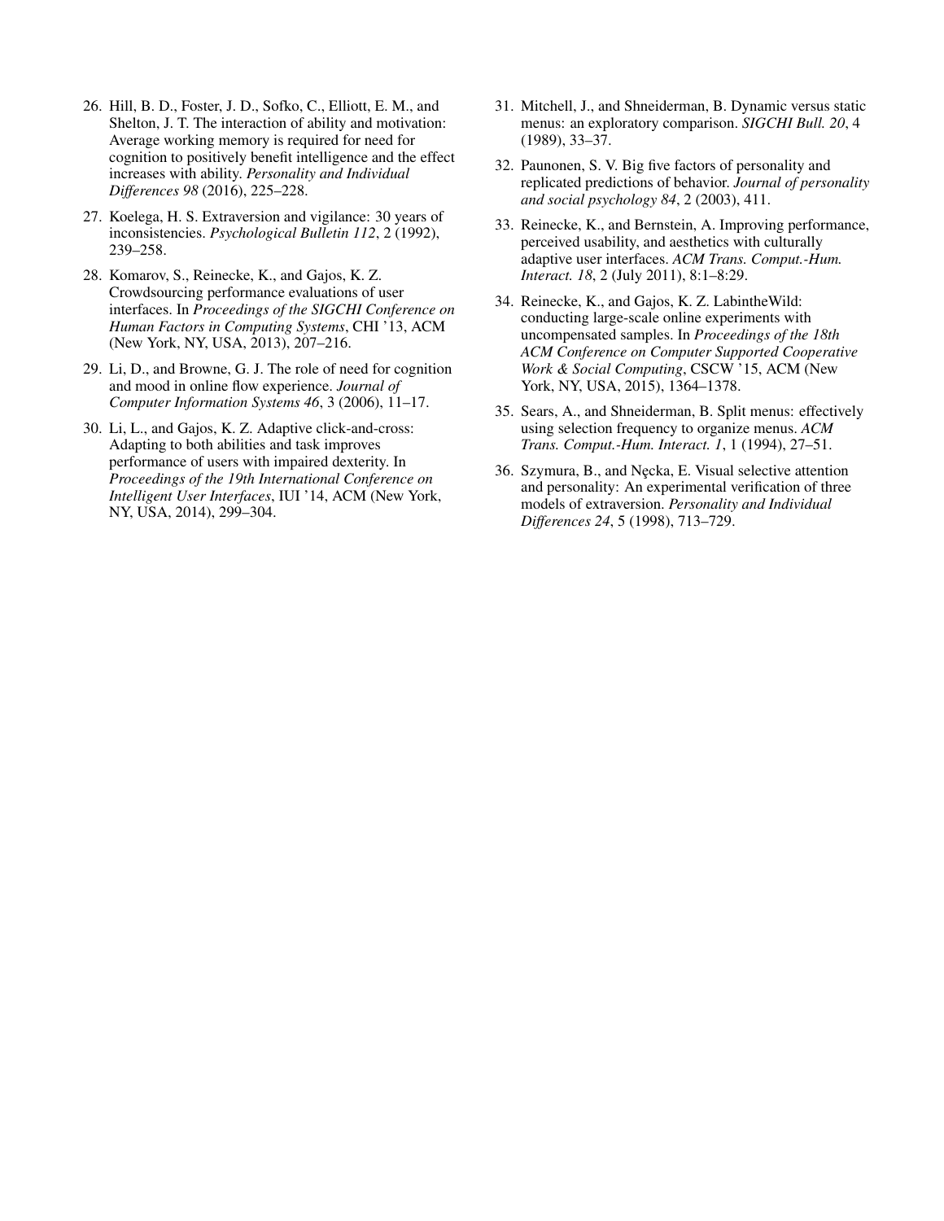26. Hill, B. D., Foster, J. D., Sofko, C., Elliott, E. M., and Shelton, J. T. The interaction of ability and motivation: Average working memory is required for need for cognition to positively benefit intelligence and the effect increases with ability. *Personality and Individual Differences 98* (2016), 225–228.

27. Koelega, H. S. Extraversion and vigilance: 30 years of inconsistencies. *Psychological Bulletin 112*, 2 (1992), 239–258.

28. Komarov, S., Reinecke, K., and Gajos, K. Z. Crowdsourcing performance evaluations of user interfaces. In *Proceedings of the SIGCHI Conference on Human Factors in Computing Systems*, CHI '13, ACM (New York, NY, USA, 2013), 207–216.

29. Li, D., and Browne, G. J. The role of need for cognition and mood in online flow experience. *Journal of Computer Information Systems 46*, 3 (2006), 11–17.

30. Li, L., and Gajos, K. Z. Adaptive click-and-cross: Adapting to both abilities and task improves performance of users with impaired dexterity. In *Proceedings of the 19th International Conference on Intelligent User Interfaces*, IUI '14, ACM (New York, NY, USA, 2014), 299–304.

31. Mitchell, J., and Shneiderman, B. Dynamic versus static menus: an exploratory comparison. *SIGCHI Bull. 20*, 4 (1989), 33–37.

32. Paunonen, S. V. Big five factors of personality and replicated predictions of behavior. *Journal of personality and social psychology 84*, 2 (2003), 411.

33. Reinecke, K., and Bernstein, A. Improving performance, perceived usability, and aesthetics with culturally adaptive user interfaces. *ACM Trans. Comput.-Hum. Interact. 18*, 2 (July 2011), 8:1–8:29.

34. Reinecke, K., and Gajos, K. Z. LabintheWild: conducting large-scale online experiments with uncompensated samples. In *Proceedings of the 18th ACM Conference on Computer Supported Cooperative Work & Social Computing*, CSCW '15, ACM (New York, NY, USA, 2015), 1364–1378.

35. Sears, A., and Shneiderman, B. Split menus: effectively using selection frequency to organize menus. *ACM Trans. Comput.-Hum. Interact. 1*, 1 (1994), 27–51.

36. Szymura, B., and Nęcka, E. Visual selective attention and personality: An experimental verification of three models of extraversion. *Personality and Individual Differences 24*, 5 (1998), 713–729.